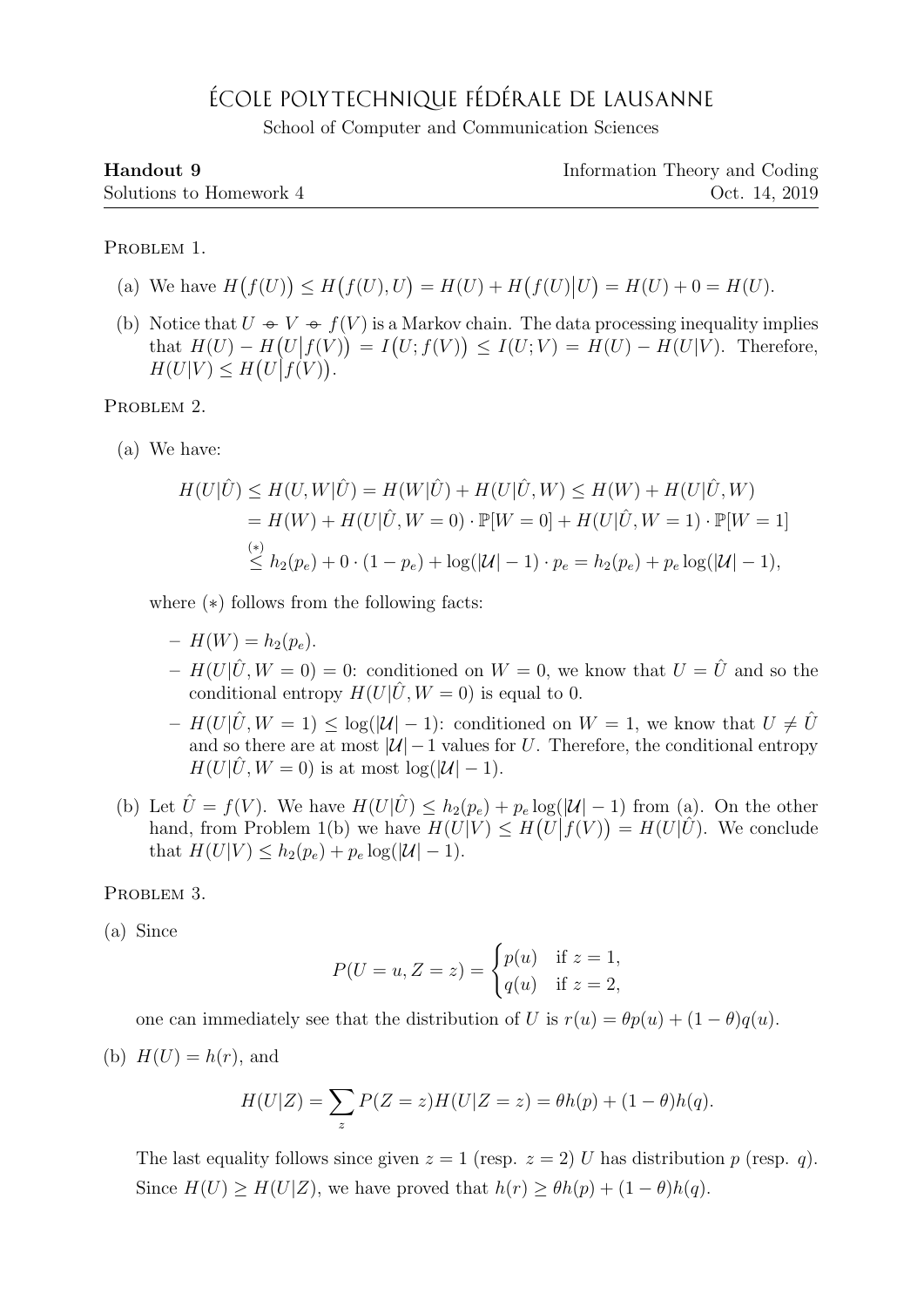# ÉCOLE POLYTECHNIQUE FÉDÉRALE DE LAUSANNE

School of Computer and Communication Sciences

**Handout 9** — Information Theory and Coding
Solutions to Homework 4 — Oct. 14, 2019

---

PROBLEM 1.

(a) We have $H\big(f(U)\big) \leq H\big(f(U), U\big) = H(U) + H\big(f(U)\big|U\big) = H(U) + 0 = H(U)$.

(b) Notice that $U \multimap V \multimap f(V)$ is a Markov chain. The data processing inequality implies that $H(U) - H\big(U\big|f(V)\big) = I\big(U; f(V)\big) \leq I(U;V) = H(U) - H(U|V)$. Therefore, $H(U|V) \leq H\big(U\big|f(V)\big)$.

PROBLEM 2.

(a) We have:

$$
\begin{aligned}
H(U|\hat{U}) &\leq H(U,W|\hat{U}) = H(W|\hat{U}) + H(U|\hat{U},W) \leq H(W) + H(U|\hat{U},W) \\
&= H(W) + H(U|\hat{U},W=0)\cdot \mathbb{P}[W=0] + H(U|\hat{U},W=1)\cdot \mathbb{P}[W=1] \\
&\overset{(*)}{\leq} h_2(p_e) + 0\cdot(1-p_e) + \log(|\mathcal{U}|-1)\cdot p_e = h_2(p_e) + p_e\log(|\mathcal{U}|-1),
\end{aligned}
$$

where $(*)$ follows from the following facts:

- $H(W) = h_2(p_e)$.
- $H(U|\hat{U},W=0) = 0$: conditioned on $W=0$, we know that $U = \hat{U}$ and so the conditional entropy $H(U|\hat{U},W=0)$ is equal to 0.
- $H(U|\hat{U},W=1) \leq \log(|\mathcal{U}|-1)$: conditioned on $W=1$, we know that $U \neq \hat{U}$ and so there are at most $|\mathcal{U}|-1$ values for $U$. Therefore, the conditional entropy $H(U|\hat{U},W=0)$ is at most $\log(|\mathcal{U}|-1)$.

(b) Let $\hat{U} = f(V)$. We have $H(U|\hat{U}) \leq h_2(p_e) + p_e\log(|\mathcal{U}|-1)$ from (a). On the other hand, from Problem 1(b) we have $H(U|V) \leq H\big(U\big|f(V)\big) = H(U|\hat{U})$. We conclude that $H(U|V) \leq h_2(p_e) + p_e\log(|\mathcal{U}|-1)$.

PROBLEM 3.

(a) Since

$$
P(U=u, Z=z) = \begin{cases} p(u) & \text{if } z=1, \\ q(u) & \text{if } z=2, \end{cases}
$$

one can immediately see that the distribution of $U$ is $r(u) = \theta p(u) + (1-\theta)q(u)$.

(b) $H(U) = h(r)$, and

$$
H(U|Z) = \sum_z P(Z=z)H(U|Z=z) = \theta h(p) + (1-\theta)h(q).
$$

The last equality follows since given $z=1$ (resp. $z=2$) $U$ has distribution $p$ (resp. $q$). Since $H(U) \geq H(U|Z)$, we have proved that $h(r) \geq \theta h(p) + (1-\theta)h(q)$.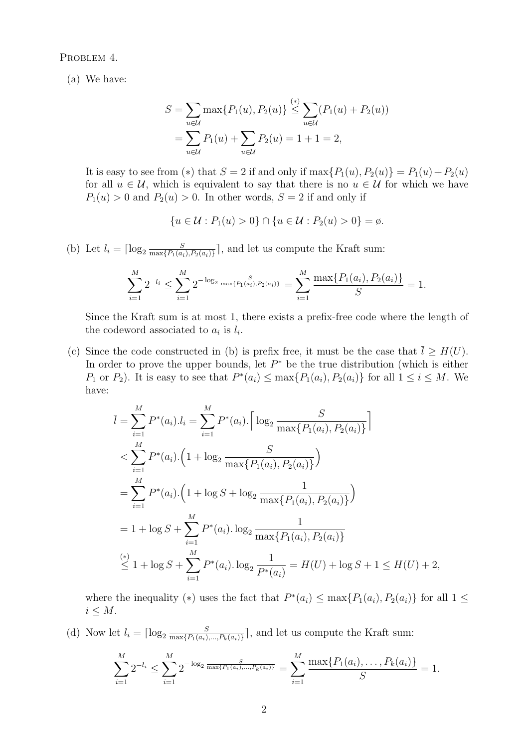PROBLEM 4.

(a) We have:

$$S = \sum_{u \in \mathcal{U}} \max\{P_1(u), P_2(u)\} \overset{(*)}{\leq} \sum_{u \in \mathcal{U}} (P_1(u) + P_2(u))$$
$$= \sum_{u \in \mathcal{U}} P_1(u) + \sum_{u \in \mathcal{U}} P_2(u) = 1 + 1 = 2,$$

It is easy to see from $(*)$ that $S = 2$ if and only if $\max\{P_1(u), P_2(u)\} = P_1(u) + P_2(u)$ for all $u \in \mathcal{U}$, which is equivalent to say that there is no $u \in \mathcal{U}$ for which we have $P_1(u) > 0$ and $P_2(u) > 0$. In other words, $S = 2$ if and only if

$$\{u \in \mathcal{U} : P_1(u) > 0\} \cap \{u \in \mathcal{U} : P_2(u) > 0\} = \emptyset.$$

(b) Let $l_i = \lceil \log_2 \frac{S}{\max\{P_1(a_i), P_2(a_i)\}} \rceil$, and let us compute the Kraft sum:

$$\sum_{i=1}^{M} 2^{-l_i} \leq \sum_{i=1}^{M} 2^{-\log_2 \frac{S}{\max\{P_1(a_i), P_2(a_i)\}}} = \sum_{i=1}^{M} \frac{\max\{P_1(a_i), P_2(a_i)\}}{S} = 1.$$

Since the Kraft sum is at most 1, there exists a prefix-free code where the length of the codeword associated to $a_i$ is $l_i$.

(c) Since the code constructed in (b) is prefix free, it must be the case that $\bar{l} \geq H(U)$. In order to prove the upper bounds, let $P^*$ be the true distribution (which is either $P_1$ or $P_2$). It is easy to see that $P^*(a_i) \leq \max\{P_1(a_i), P_2(a_i)\}$ for all $1 \leq i \leq M$. We have:

$$\begin{aligned}
\bar{l} &= \sum_{i=1}^{M} P^*(a_i).l_i = \sum_{i=1}^{M} P^*(a_i).\Big\lceil \log_2 \frac{S}{\max\{P_1(a_i), P_2(a_i)\}} \Big\rceil \\
&< \sum_{i=1}^{M} P^*(a_i).\Big(1 + \log_2 \frac{S}{\max\{P_1(a_i), P_2(a_i)\}}\Big) \\
&= \sum_{i=1}^{M} P^*(a_i).\Big(1 + \log S + \log_2 \frac{1}{\max\{P_1(a_i), P_2(a_i)\}}\Big) \\
&= 1 + \log S + \sum_{i=1}^{M} P^*(a_i). \log_2 \frac{1}{\max\{P_1(a_i), P_2(a_i)\}} \\
&\overset{(*)}{\leq} 1 + \log S + \sum_{i=1}^{M} P^*(a_i). \log_2 \frac{1}{P^*(a_i)} = H(U) + \log S + 1 \leq H(U) + 2,
\end{aligned}$$

where the inequality $(*)$ uses the fact that $P^*(a_i) \leq \max\{P_1(a_i), P_2(a_i)\}$ for all $1 \leq i \leq M$.

(d) Now let $l_i = \lceil \log_2 \frac{S}{\max\{P_1(a_i), \ldots, P_k(a_i)\}} \rceil$, and let us compute the Kraft sum:

$$\sum_{i=1}^{M} 2^{-l_i} \leq \sum_{i=1}^{M} 2^{-\log_2 \frac{S}{\max\{P_1(a_i), \ldots, P_k(a_i)\}}} = \sum_{i=1}^{M} \frac{\max\{P_1(a_i), \ldots, P_k(a_i)\}}{S} = 1.$$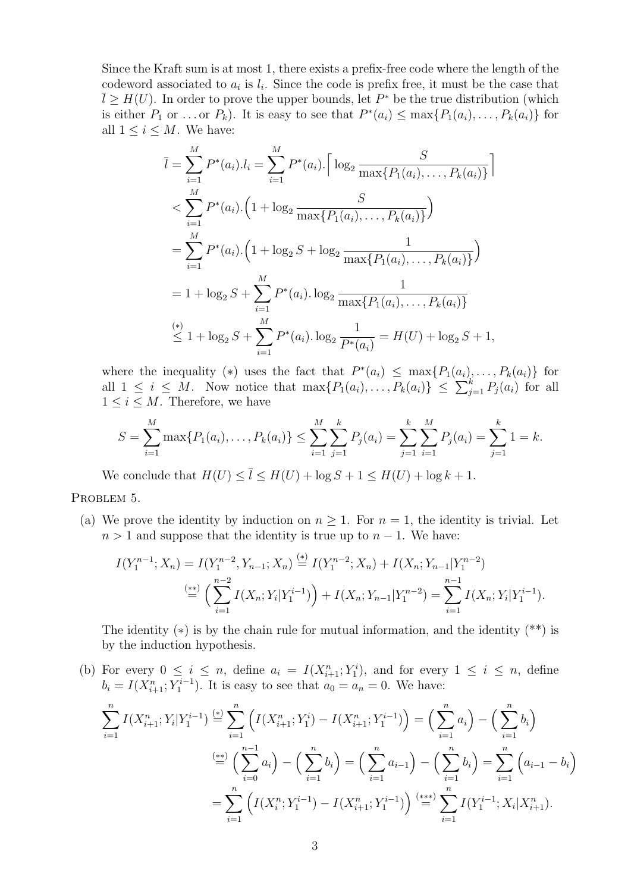Since the Kraft sum is at most 1, there exists a prefix-free code where the length of the codeword associated to $a_i$ is $l_i$. Since the code is prefix free, it must be the case that $\bar{l} \geq H(U)$. In order to prove the upper bounds, let $P^*$ be the true distribution (which is either $P_1$ or ... or $P_k$). It is easy to see that $P^*(a_i) \leq \max\{P_1(a_i), \ldots, P_k(a_i)\}$ for all $1 \leq i \leq M$. We have:

$$
\begin{aligned}
\bar{l} &= \sum_{i=1}^{M} P^*(a_i).l_i = \sum_{i=1}^{M} P^*(a_i).\Big\lceil \log_2 \frac{S}{\max\{P_1(a_i), \ldots, P_k(a_i)\}} \Big\rceil \\
&< \sum_{i=1}^{M} P^*(a_i).\Big(1 + \log_2 \frac{S}{\max\{P_1(a_i), \ldots, P_k(a_i)\}}\Big) \\
&= \sum_{i=1}^{M} P^*(a_i).\Big(1 + \log_2 S + \log_2 \frac{1}{\max\{P_1(a_i), \ldots, P_k(a_i)\}}\Big) \\
&= 1 + \log_2 S + \sum_{i=1}^{M} P^*(a_i).\log_2 \frac{1}{\max\{P_1(a_i), \ldots, P_k(a_i)\}} \\
&\overset{(*)}{\leq} 1 + \log_2 S + \sum_{i=1}^{M} P^*(a_i).\log_2 \frac{1}{P^*(a_i)} = H(U) + \log_2 S + 1,
\end{aligned}
$$

where the inequality $(*)$ uses the fact that $P^*(a_i) \leq \max\{P_1(a_i), \ldots, P_k(a_i)\}$ for all $1 \leq i \leq M$. Now notice that $\max\{P_1(a_i), \ldots, P_k(a_i)\} \leq \sum_{j=1}^{k} P_j(a_i)$ for all $1 \leq i \leq M$. Therefore, we have

$$
S = \sum_{i=1}^{M} \max\{P_1(a_i), \ldots, P_k(a_i)\} \leq \sum_{i=1}^{M}\sum_{j=1}^{k} P_j(a_i) = \sum_{j=1}^{k}\sum_{i=1}^{M} P_j(a_i) = \sum_{j=1}^{k} 1 = k.
$$

We conclude that $H(U) \leq \bar{l} \leq H(U) + \log S + 1 \leq H(U) + \log k + 1$.

Problem 5.

(a) We prove the identity by induction on $n \geq 1$. For $n = 1$, the identity is trivial. Let $n > 1$ and suppose that the identity is true up to $n - 1$. We have:

$$
\begin{aligned}
I(Y_1^{n-1}; X_n) &= I(Y_1^{n-2}, Y_{n-1}; X_n) \overset{(*)}{=} I(Y_1^{n-2}; X_n) + I(X_n; Y_{n-1}|Y_1^{n-2}) \\
&\overset{(**)}{=} \Big(\sum_{i=1}^{n-2} I(X_n; Y_i|Y_1^{i-1})\Big) + I(X_n; Y_{n-1}|Y_1^{n-2}) = \sum_{i=1}^{n-1} I(X_n; Y_i|Y_1^{i-1}).
\end{aligned}
$$

The identity $(*)$ is by the chain rule for mutual information, and the identity $(**)$ is by the induction hypothesis.

(b) For every $0 \leq i \leq n$, define $a_i = I(X_{i+1}^n; Y_1^i)$, and for every $1 \leq i \leq n$, define $b_i = I(X_{i+1}^n; Y_1^{i-1})$. It is easy to see that $a_0 = a_n = 0$. We have:

$$
\begin{aligned}
\sum_{i=1}^{n} I(X_{i+1}^n; Y_i|Y_1^{i-1}) &\overset{(*)}{=} \sum_{i=1}^{n} \Big(I(X_{i+1}^n; Y_1^i) - I(X_{i+1}^n; Y_1^{i-1})\Big) = \Big(\sum_{i=1}^{n} a_i\Big) - \Big(\sum_{i=1}^{n} b_i\Big) \\
&\overset{(**)}{=} \Big(\sum_{i=0}^{n-1} a_i\Big) - \Big(\sum_{i=1}^{n} b_i\Big) = \Big(\sum_{i=1}^{n} a_{i-1}\Big) - \Big(\sum_{i=1}^{n} b_i\Big) = \sum_{i=1}^{n} \Big(a_{i-1} - b_i\Big) \\
&= \sum_{i=1}^{n} \Big(I(X_i^n; Y_1^{i-1}) - I(X_{i+1}^n; Y_1^{i-1})\Big) \overset{(***)}{=} \sum_{i=1}^{n} I(Y_1^{i-1}; X_i|X_{i+1}^n).
\end{aligned}
$$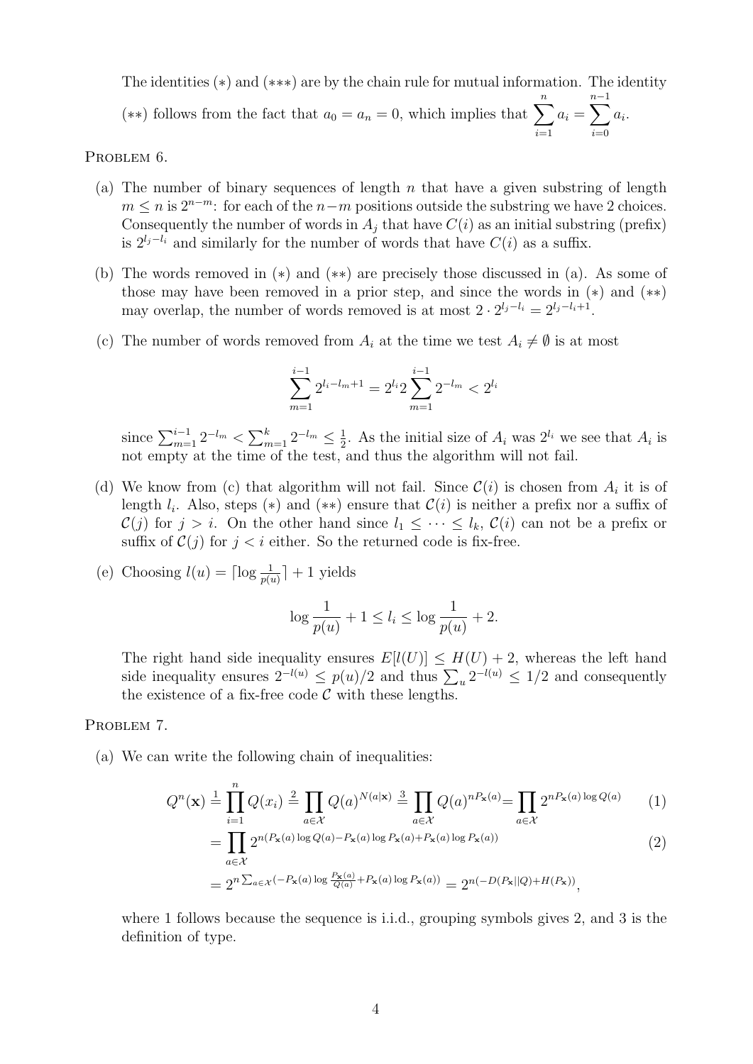The identities $(*)$ and $(***)$ are by the chain rule for mutual information. The identity $(**)$ follows from the fact that $a_0 = a_n = 0$, which implies that $\sum_{i=1}^{n} a_i = \sum_{i=0}^{n-1} a_i$.

PROBLEM 6.

(a) The number of binary sequences of length $n$ that have a given substring of length $m \le n$ is $2^{n-m}$: for each of the $n-m$ positions outside the substring we have 2 choices. Consequently the number of words in $A_j$ that have $C(i)$ as an initial substring (prefix) is $2^{l_j - l_i}$ and similarly for the number of words that have $C(i)$ as a suffix.

(b) The words removed in $(*)$ and $(**)$ are precisely those discussed in (a). As some of those may have been removed in a prior step, and since the words in $(*)$ and $(**)$ may overlap, the number of words removed is at most $2 \cdot 2^{l_j - l_i} = 2^{l_j - l_i + 1}$.

(c) The number of words removed from $A_i$ at the time we test $A_i \neq \emptyset$ is at most

$$\sum_{m=1}^{i-1} 2^{l_i - l_m + 1} = 2^{l_i} 2 \sum_{m=1}^{i-1} 2^{-l_m} < 2^{l_i}$$

since $\sum_{m=1}^{i-1} 2^{-l_m} < \sum_{m=1}^{k} 2^{-l_m} \le \frac{1}{2}$. As the initial size of $A_i$ was $2^{l_i}$ we see that $A_i$ is not empty at the time of the test, and thus the algorithm will not fail.

(d) We know from (c) that algorithm will not fail. Since $\mathcal{C}(i)$ is chosen from $A_i$ it is of length $l_i$. Also, steps $(*)$ and $(**)$ ensure that $\mathcal{C}(i)$ is neither a prefix nor a suffix of $\mathcal{C}(j)$ for $j > i$. On the other hand since $l_1 \le \cdots \le l_k$, $\mathcal{C}(i)$ can not be a prefix or suffix of $\mathcal{C}(j)$ for $j < i$ either. So the returned code is fix-free.

(e) Choosing $l(u) = \lceil \log \frac{1}{p(u)} \rceil + 1$ yields

$$\log \frac{1}{p(u)} + 1 \le l_i \le \log \frac{1}{p(u)} + 2.$$

The right hand side inequality ensures $E[l(U)] \le H(U) + 2$, whereas the left hand side inequality ensures $2^{-l(u)} \le p(u)/2$ and thus $\sum_u 2^{-l(u)} \le 1/2$ and consequently the existence of a fix-free code $\mathcal{C}$ with these lengths.

PROBLEM 7.

(a) We can write the following chain of inequalities:

$$Q^n(\mathbf{x}) \overset{1}{=} \prod_{i=1}^{n} Q(x_i) \overset{2}{=} \prod_{a \in \mathcal{X}} Q(a)^{N(a|\mathbf{x})} \overset{3}{=} \prod_{a \in \mathcal{X}} Q(a)^{nP_{\mathbf{x}}(a)} = \prod_{a \in \mathcal{X}} 2^{nP_{\mathbf{x}}(a) \log Q(a)} \tag{1}$$

$$= \prod_{a \in \mathcal{X}} 2^{n(P_{\mathbf{x}}(a) \log Q(a) - P_{\mathbf{x}}(a) \log P_{\mathbf{x}}(a) + P_{\mathbf{x}}(a) \log P_{\mathbf{x}}(a))} \tag{2}$$

$$= 2^{n \sum_{a \in \mathcal{X}} (-P_{\mathbf{x}}(a) \log \frac{P_{\mathbf{x}}(a)}{Q(a)} + P_{\mathbf{x}}(a) \log P_{\mathbf{x}}(a))} = 2^{n(-D(P_{\mathbf{x}} || Q) + H(P_{\mathbf{x}}))},$$

where 1 follows because the sequence is i.i.d., grouping symbols gives 2, and 3 is the definition of type.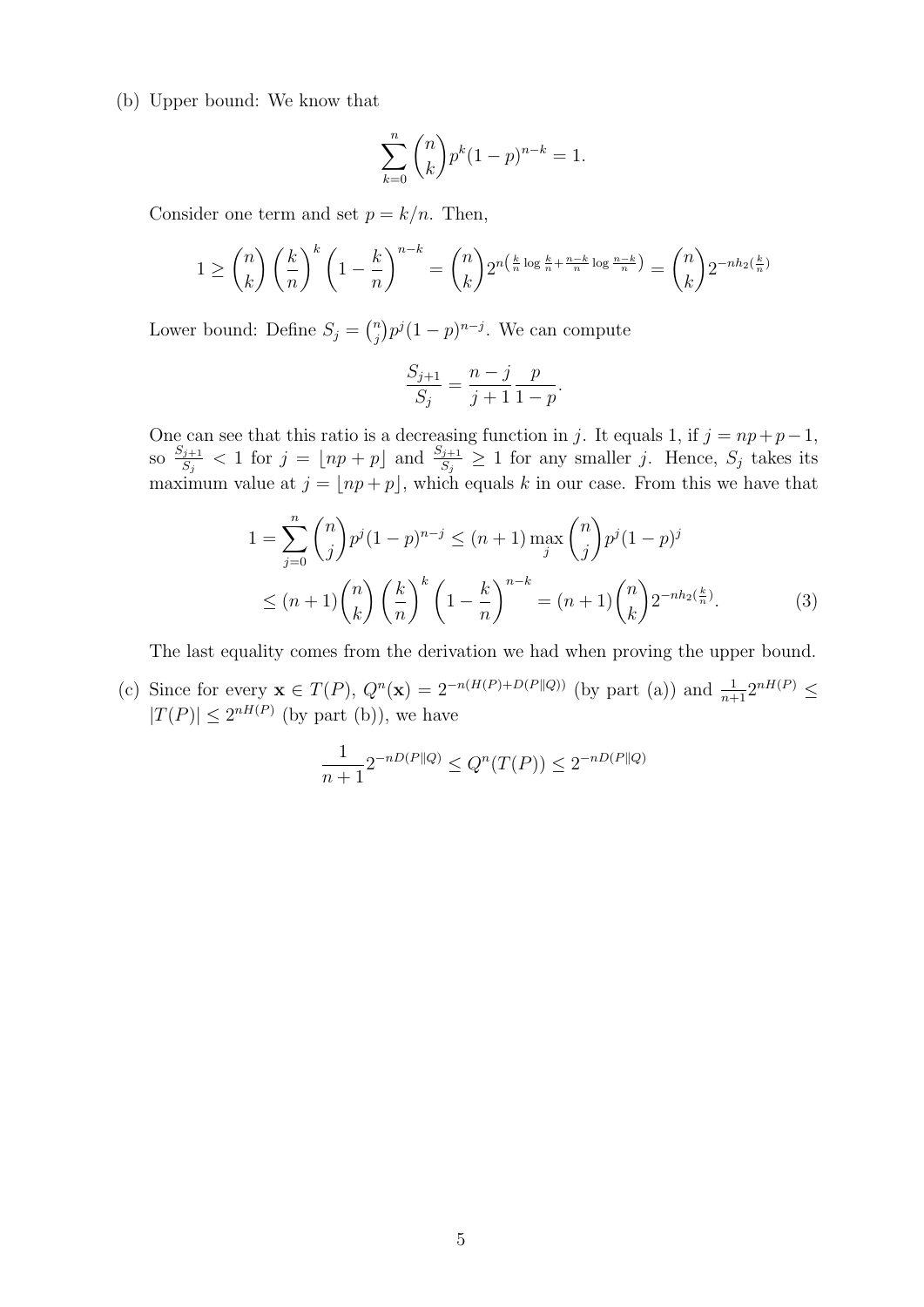(b) Upper bound: We know that

$$\sum_{k=0}^{n} \binom{n}{k} p^k (1-p)^{n-k} = 1.$$

Consider one term and set $p = k/n$. Then,

$$1 \geq \binom{n}{k} \left(\frac{k}{n}\right)^k \left(1 - \frac{k}{n}\right)^{n-k} = \binom{n}{k} 2^{n\left(\frac{k}{n}\log\frac{k}{n} + \frac{n-k}{n}\log\frac{n-k}{n}\right)} = \binom{n}{k} 2^{-nh_2\left(\frac{k}{n}\right)}$$

Lower bound: Define $S_j = \binom{n}{j} p^j (1-p)^{n-j}$. We can compute

$$\frac{S_{j+1}}{S_j} = \frac{n-j}{j+1} \frac{p}{1-p}.$$

One can see that this ratio is a decreasing function in $j$. It equals 1, if $j = np + p - 1$, so $\frac{S_{j+1}}{S_j} < 1$ for $j = \lfloor np + p \rfloor$ and $\frac{S_{j+1}}{S_j} \geq 1$ for any smaller $j$. Hence, $S_j$ takes its maximum value at $j = \lfloor np + p \rfloor$, which equals $k$ in our case. From this we have that

$$\begin{aligned}
1 = \sum_{j=0}^{n} \binom{n}{j} p^j (1-p)^{n-j} &\leq (n+1) \max_j \binom{n}{j} p^j (1-p)^j \\
&\leq (n+1) \binom{n}{k} \left(\frac{k}{n}\right)^k \left(1 - \frac{k}{n}\right)^{n-k} = (n+1) \binom{n}{k} 2^{-nh_2\left(\frac{k}{n}\right)}. \qquad (3)
\end{aligned}$$

The last equality comes from the derivation we had when proving the upper bound.

(c) Since for every $\mathbf{x} \in T(P)$, $Q^n(\mathbf{x}) = 2^{-n(H(P) + D(P\|Q))}$ (by part (a)) and $\frac{1}{n+1} 2^{nH(P)} \leq |T(P)| \leq 2^{nH(P)}$ (by part (b)), we have

$$\frac{1}{n+1} 2^{-nD(P\|Q)} \leq Q^n(T(P)) \leq 2^{-nD(P\|Q)}$$